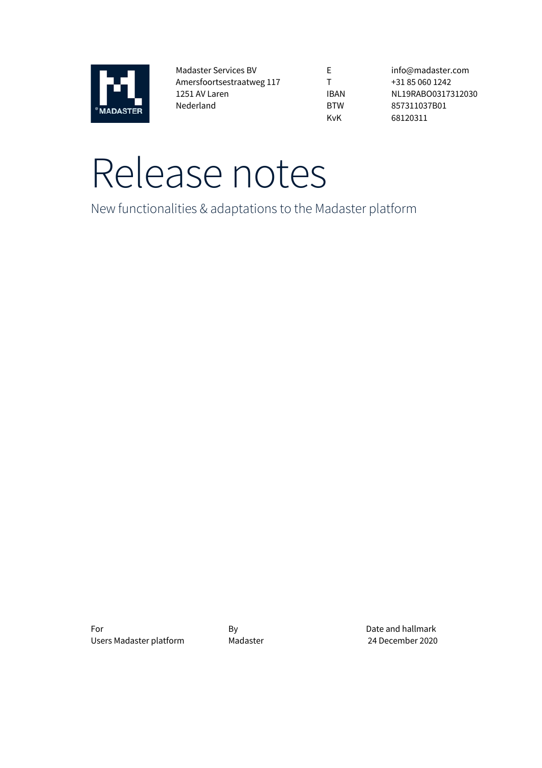Madaster Services BV
Amersfoortsestraatweg 117
1251 AV Laren
Nederland

| | |
|---|---|
| E | info@madaster.com |
| T | +31 85 060 1242 |
| IBAN | NL19RABO0317312030 |
| BTW | 857311037B01 |
| KvK | 68120311 |

# Release notes

New functionalities & adaptations to the Madaster platform

| For | By | Date and hallmark |
|---|---|---|
| Users Madaster platform | Madaster | 24 December 2020 |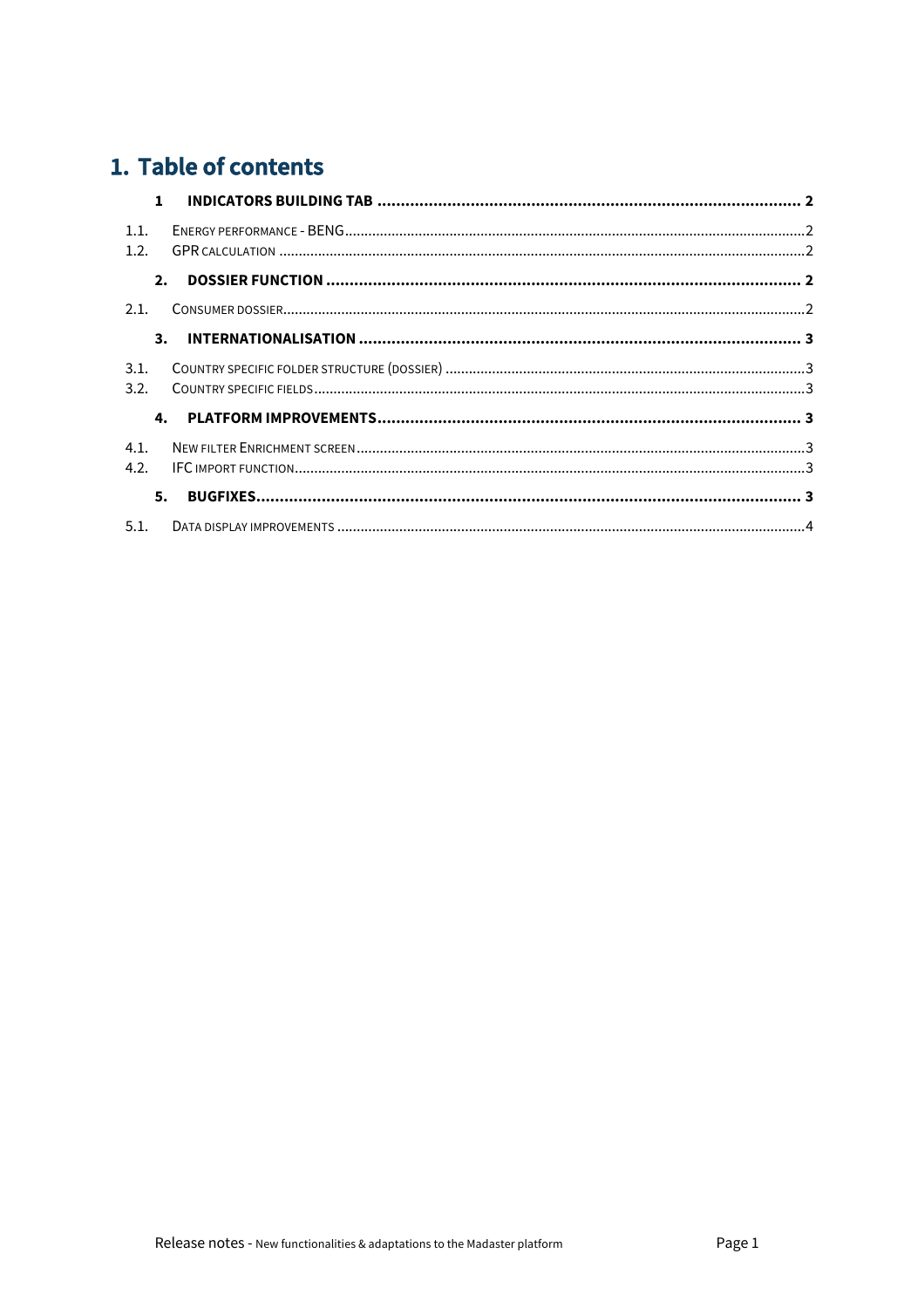# 1. Table of contents

**1 INDICATORS BUILDING TAB** .......... **2**

1.1. ENERGY PERFORMANCE - BENG .......... 2
1.2. GPR CALCULATION .......... 2

**2. DOSSIER FUNCTION** .......... **2**

2.1. CONSUMER DOSSIER .......... 2

**3. INTERNATIONALISATION** .......... **3**

3.1. COUNTRY SPECIFIC FOLDER STRUCTURE (DOSSIER) .......... 3
3.2. COUNTRY SPECIFIC FIELDS .......... 3

**4. PLATFORM IMPROVEMENTS** .......... **3**

4.1. NEW FILTER ENRICHMENT SCREEN .......... 3
4.2. IFC IMPORT FUNCTION .......... 3

**5. BUGFIXES** .......... **3**

5.1. DATA DISPLAY IMPROVEMENTS .......... 4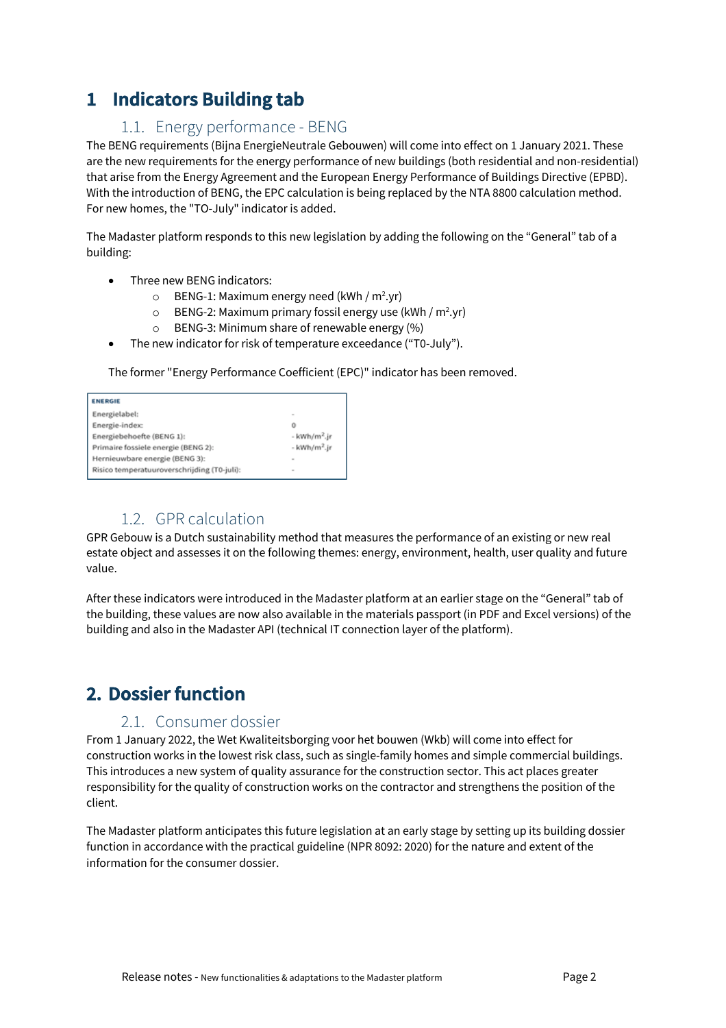# 1 Indicators Building tab

## 1.1. Energy performance - BENG

The BENG requirements (Bijna EnergieNeutrale Gebouwen) will come into effect on 1 January 2021. These are the new requirements for the energy performance of new buildings (both residential and non-residential) that arise from the Energy Agreement and the European Energy Performance of Buildings Directive (EPBD). With the introduction of BENG, the EPC calculation is being replaced by the NTA 8800 calculation method. For new homes, the "TO-July" indicator is added.

The Madaster platform responds to this new legislation by adding the following on the "General" tab of a building:

- Three new BENG indicators:
  - BENG-1: Maximum energy need (kWh / m$^2$.yr)
  - BENG-2: Maximum primary fossil energy use (kWh / m$^2$.yr)
  - BENG-3: Minimum share of renewable energy (%)
- The new indicator for risk of temperature exceedance ("T0-July").

The former "Energy Performance Coefficient (EPC)" indicator has been removed.

| ENERGIE | |
|---|---|
| Energielabel: | - |
| Energie-index: | 0 |
| Energiebehoefte (BENG 1): | - kWh/m$^2$.jr |
| Primaire fossiele energie (BENG 2): | - kWh/m$^2$.jr |
| Hernieuwbare energie (BENG 3): | - |
| Risico temperatuuroverschrijding (T0-juli): | - |

## 1.2. GPR calculation

GPR Gebouw is a Dutch sustainability method that measures the performance of an existing or new real estate object and assesses it on the following themes: energy, environment, health, user quality and future value.

After these indicators were introduced in the Madaster platform at an earlier stage on the "General" tab of the building, these values are now also available in the materials passport (in PDF and Excel versions) of the building and also in the Madaster API (technical IT connection layer of the platform).

# 2. Dossier function

## 2.1. Consumer dossier

From 1 January 2022, the Wet Kwaliteitsborging voor het bouwen (Wkb) will come into effect for construction works in the lowest risk class, such as single-family homes and simple commercial buildings. This introduces a new system of quality assurance for the construction sector. This act places greater responsibility for the quality of construction works on the contractor and strengthens the position of the client.

The Madaster platform anticipates this future legislation at an early stage by setting up its building dossier function in accordance with the practical guideline (NPR 8092: 2020) for the nature and extent of the information for the consumer dossier.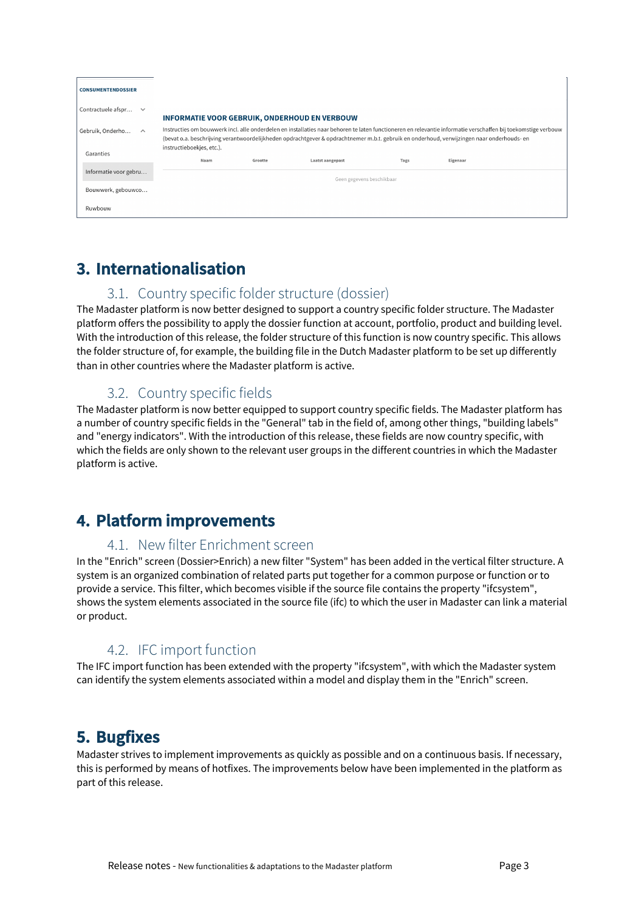## 3. Internationalisation

### 3.1. Country specific folder structure (dossier)

The Madaster platform is now better designed to support a country specific folder structure. The Madaster platform offers the possibility to apply the dossier function at account, portfolio, product and building level. With the introduction of this release, the folder structure of this function is now country specific. This allows the folder structure of, for example, the building file in the Dutch Madaster platform to be set up differently than in other countries where the Madaster platform is active.

### 3.2. Country specific fields

The Madaster platform is now better equipped to support country specific fields. The Madaster platform has a number of country specific fields in the "General" tab in the field of, among other things, "building labels" and "energy indicators". With the introduction of this release, these fields are now country specific, with which the fields are only shown to the relevant user groups in the different countries in which the Madaster platform is active.

## 4. Platform improvements

### 4.1. New filter Enrichment screen

In the "Enrich" screen (Dossier>Enrich) a new filter "System" has been added in the vertical filter structure. A system is an organized combination of related parts put together for a common purpose or function or to provide a service. This filter, which becomes visible if the source file contains the property "ifcsystem", shows the system elements associated in the source file (ifc) to which the user in Madaster can link a material or product.

### 4.2. IFC import function

The IFC import function has been extended with the property "ifcsystem", with which the Madaster system can identify the system elements associated within a model and display them in the "Enrich" screen.

## 5. Bugfixes

Madaster strives to implement improvements as quickly as possible and on a continuous basis. If necessary, this is performed by means of hotfixes. The improvements below have been implemented in the platform as part of this release.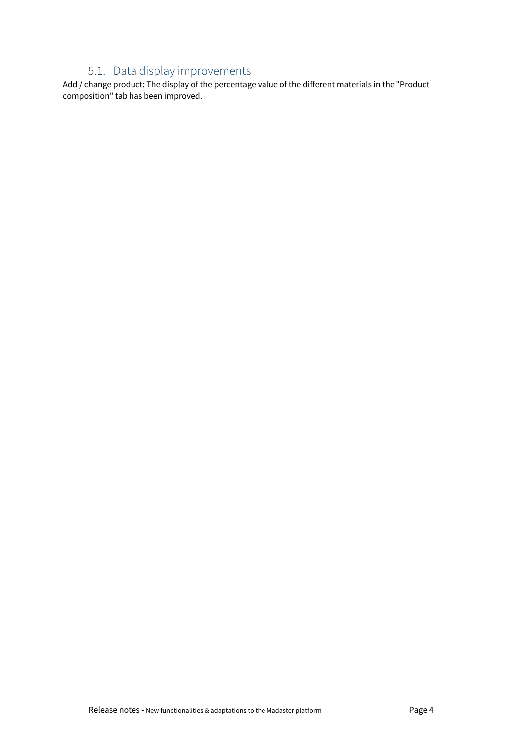## 5.1. Data display improvements

Add / change product: The display of the percentage value of the different materials in the "Product composition" tab has been improved.